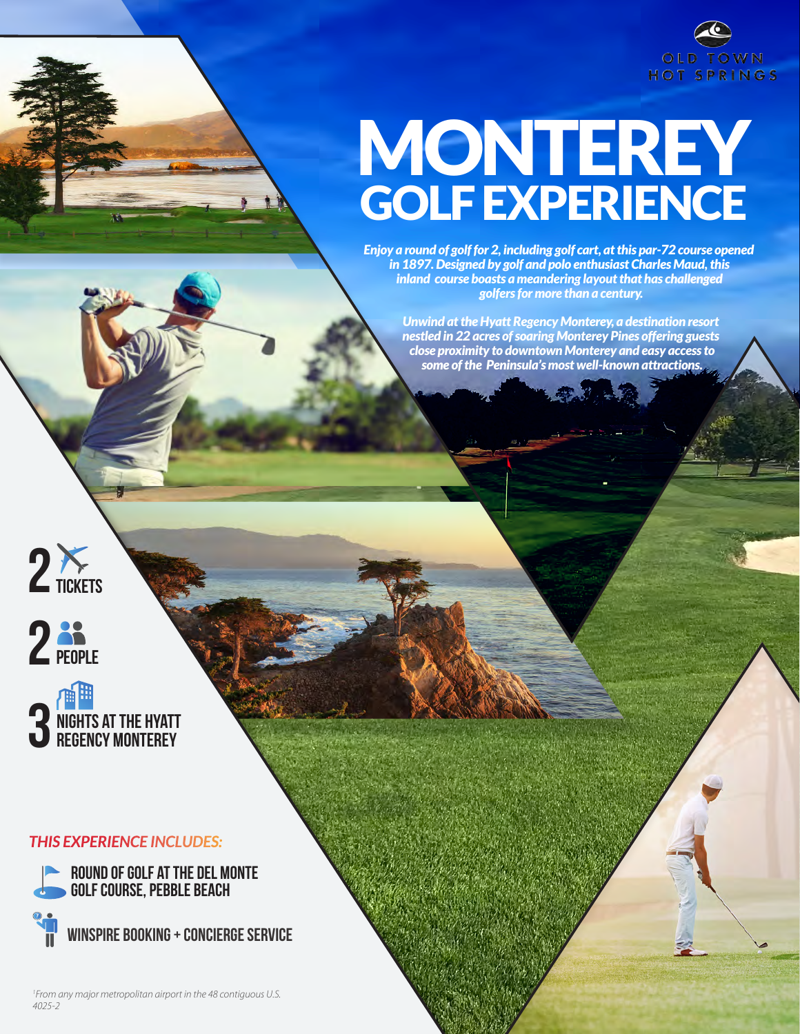OLD TOWN HOT SPRINGS

# MONTEREY GOLF EXPERIENCE

*Enjoy a round of golf for 2, including golf cart, at this par-72 course opened in 1897. Designed by golf and polo enthusiast Charles Maud, this inland course boasts a meandering layout that has challenged golfers for more than a century.*

*Unwind at the Hyatt Regency Monterey, a destination resort nestled in 22 acres of soaring Monterey Pines offering guests close proximity to downtown Monterey and easy access to some of the Peninsula's most well-known attractions.*

**2** TICKETS

**2** PEOPLE

**3** NIGHTS AT THE HYATT REGENCY MONTEREY

### *THIS EXPERIENCE INCLUDES:*

- ROUND OF GOLF AT THE DEL MONTE GOLF COURSE, PEBBLE BEACH
- WINSPIRE BOOKING + CONCIERGE SERVICE

*[1]From any major metropolitan airport in the 48 contiguous U.S.*
*4025-2*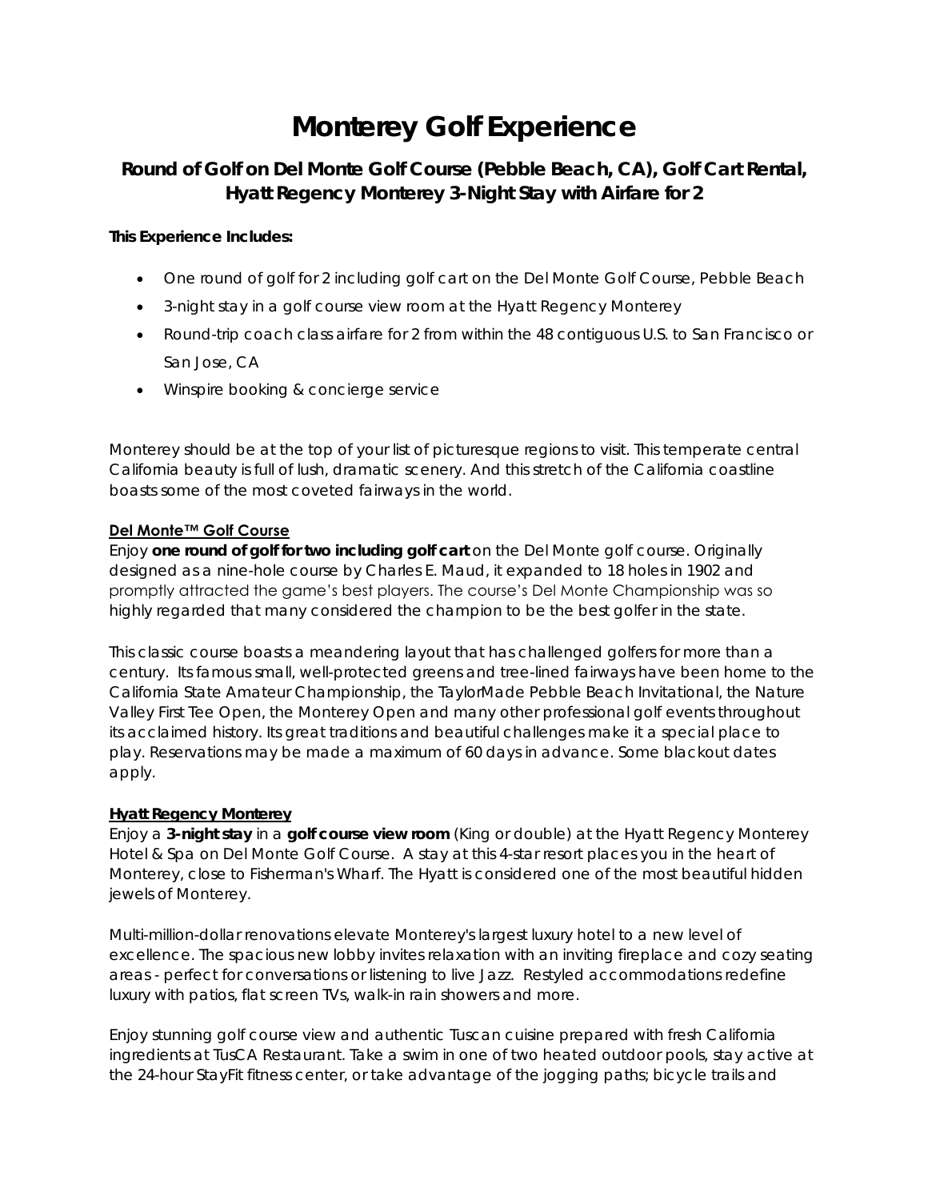# Monterey Golf Experience

### Round of Golf on Del Monte Golf Course (Pebble Beach, CA), Golf Cart Rental, Hyatt Regency Monterey 3-Night Stay with Airfare for 2

**This Experience Includes:**

- One round of golf for 2 including golf cart on the Del Monte Golf Course, Pebble Beach
- 3-night stay in a golf course view room at the Hyatt Regency Monterey
- Round-trip coach class airfare for 2 from within the 48 contiguous U.S. to San Francisco or San Jose, CA
- Winspire booking & concierge service

Monterey should be at the top of your list of picturesque regions to visit. This temperate central California beauty is full of lush, dramatic scenery. And this stretch of the California coastline boasts some of the most coveted fairways in the world.

**Del Monte™ Golf Course**

Enjoy **one round of golf for two including golf cart** on the Del Monte golf course. Originally designed as a nine-hole course by Charles E. Maud, it expanded to 18 holes in 1902 and promptly attracted the game's best players. The course's Del Monte Championship was so highly regarded that many considered the champion to be the best golfer in the state.

This classic course boasts a meandering layout that has challenged golfers for more than a century. Its famous small, well-protected greens and tree-lined fairways have been home to the California State Amateur Championship, the TaylorMade Pebble Beach Invitational, the Nature Valley First Tee Open, the Monterey Open and many other professional golf events throughout its acclaimed history. Its great traditions and beautiful challenges make it a special place to play. Reservations may be made a maximum of 60 days in advance. Some blackout dates apply.

**Hyatt Regency Monterey**

Enjoy a **3-night stay** in a **golf course view room** (King or double) at the Hyatt Regency Monterey Hotel & Spa on Del Monte Golf Course. A stay at this 4-star resort places you in the heart of Monterey, close to Fisherman's Wharf. The Hyatt is considered one of the most beautiful hidden jewels of Monterey.

Multi-million-dollar renovations elevate Monterey's largest luxury hotel to a new level of excellence. The spacious new lobby invites relaxation with an inviting fireplace and cozy seating areas - perfect for conversations or listening to live Jazz. Restyled accommodations redefine luxury with patios, flat screen TVs, walk-in rain showers and more.

Enjoy stunning golf course view and authentic Tuscan cuisine prepared with fresh California ingredients at TusCA Restaurant. Take a swim in one of two heated outdoor pools, stay active at the 24-hour StayFit fitness center, or take advantage of the jogging paths; bicycle trails and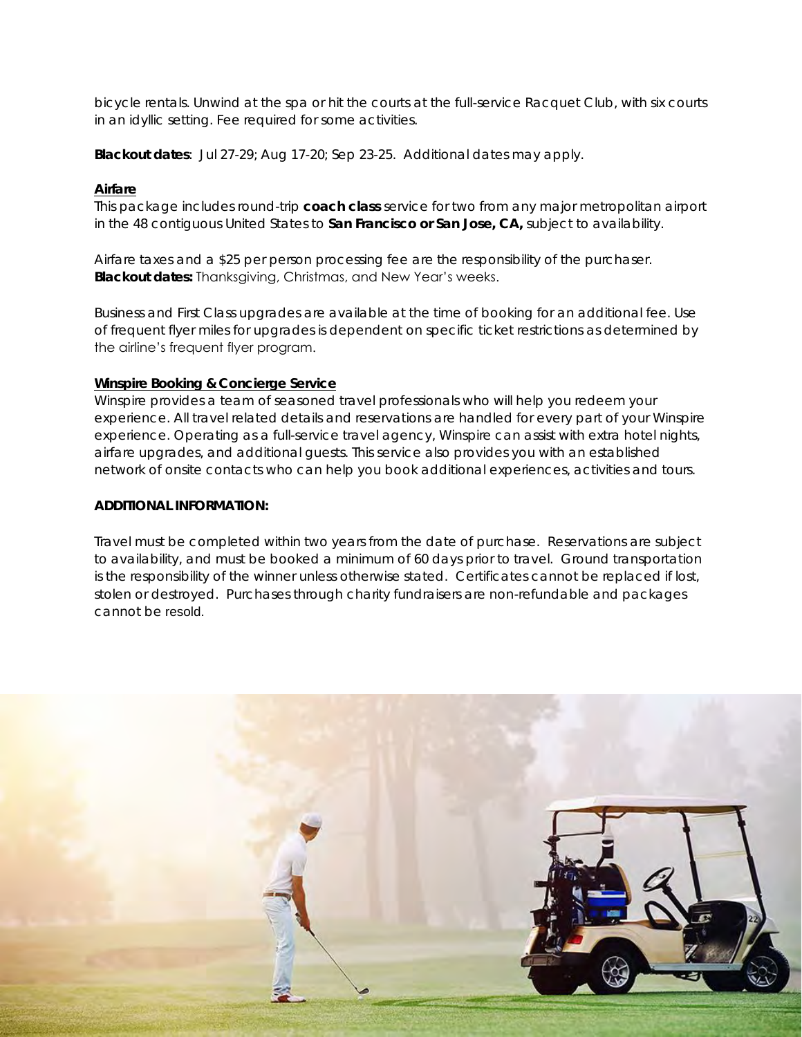bicycle rentals. Unwind at the spa or hit the courts at the full-service Racquet Club, with six courts in an idyllic setting. Fee required for some activities.

**Blackout dates**: Jul 27-29; Aug 17-20; Sep 23-25. Additional dates may apply.

**Airfare**

This package includes round-trip **coach class** service for two from any major metropolitan airport in the 48 contiguous United States to **San Francisco or San Jose, CA,** subject to availability.

Airfare taxes and a $25 per person processing fee are the responsibility of the purchaser.
**Blackout dates:** Thanksgiving, Christmas, and New Year's weeks.

Business and First Class upgrades are available at the time of booking for an additional fee. Use of frequent flyer miles for upgrades is dependent on specific ticket restrictions as determined by the airline's frequent flyer program.

**Winspire Booking & Concierge Service**

Winspire provides a team of seasoned travel professionals who will help you redeem your experience. All travel related details and reservations are handled for every part of your Winspire experience. Operating as a full-service travel agency, Winspire can assist with extra hotel nights, airfare upgrades, and additional guests. This service also provides you with an established network of onsite contacts who can help you book additional experiences, activities and tours.

**ADDITIONAL INFORMATION:**

Travel must be completed within two years from the date of purchase. Reservations are subject to availability, and must be booked a minimum of 60 days prior to travel. Ground transportation is the responsibility of the winner unless otherwise stated. Certificates cannot be replaced if lost, stolen or destroyed. Purchases through charity fundraisers are non-refundable and packages cannot be resold.